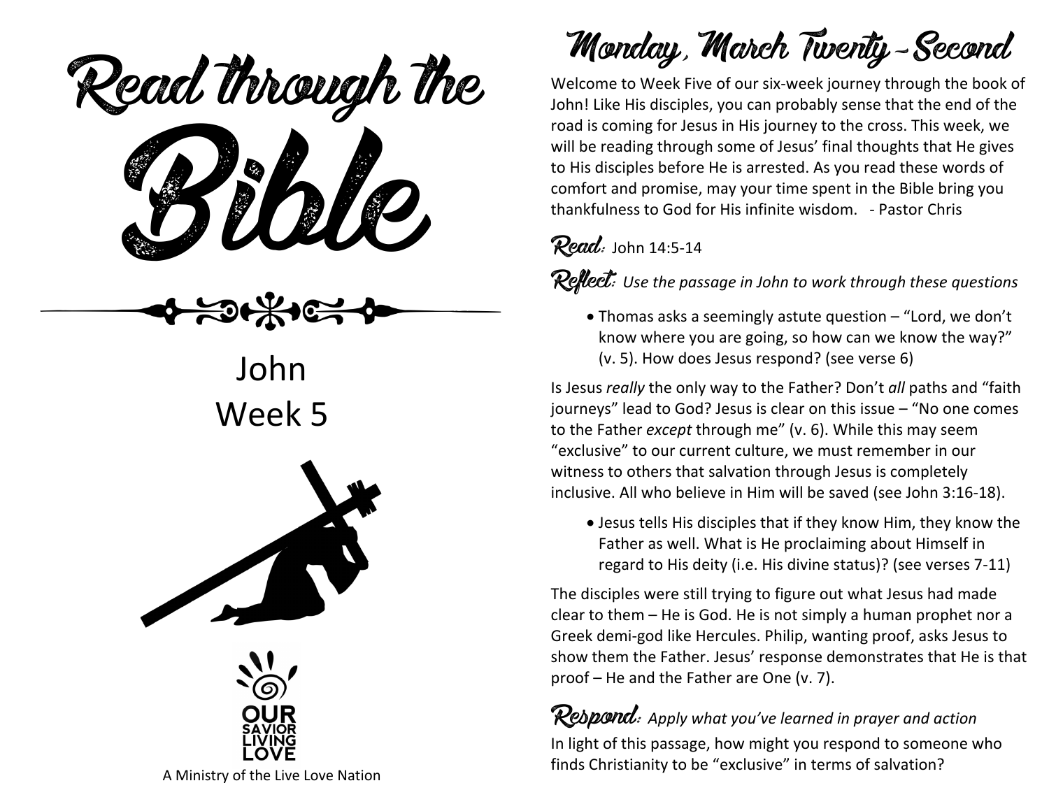# Read through the Bible

## John
## Week 5

A Ministry of the Live Love Nation

# Monday, March Twenty-Second

Welcome to Week Five of our six-week journey through the book of John! Like His disciples, you can probably sense that the end of the road is coming for Jesus in His journey to the cross. This week, we will be reading through some of Jesus' final thoughts that He gives to His disciples before He is arrested. As you read these words of comfort and promise, may your time spent in the Bible bring you thankfulness to God for His infinite wisdom. - Pastor Chris

**Read:** John 14:5-14

**Reflect:** *Use the passage in John to work through these questions*

- Thomas asks a seemingly astute question – "Lord, we don't know where you are going, so how can we know the way?" (v. 5). How does Jesus respond? (see verse 6)

Is Jesus *really* the only way to the Father? Don't *all* paths and "faith journeys" lead to God? Jesus is clear on this issue – "No one comes to the Father *except* through me" (v. 6). While this may seem "exclusive" to our current culture, we must remember in our witness to others that salvation through Jesus is completely inclusive. All who believe in Him will be saved (see John 3:16-18).

- Jesus tells His disciples that if they know Him, they know the Father as well. What is He proclaiming about Himself in regard to His deity (i.e. His divine status)? (see verses 7-11)

The disciples were still trying to figure out what Jesus had made clear to them – He is God. He is not simply a human prophet nor a Greek demi-god like Hercules. Philip, wanting proof, asks Jesus to show them the Father. Jesus' response demonstrates that He is that proof – He and the Father are One (v. 7).

**Respond:** *Apply what you've learned in prayer and action*

In light of this passage, how might you respond to someone who finds Christianity to be "exclusive" in terms of salvation?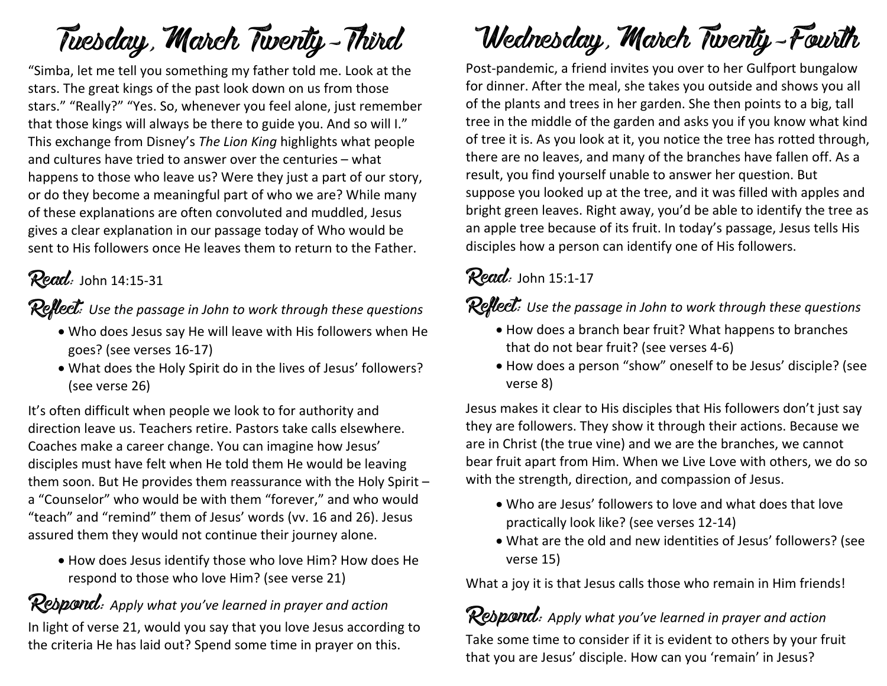# Tuesday, March Twenty-Third

"Simba, let me tell you something my father told me. Look at the stars. The great kings of the past look down on us from those stars." "Really?" "Yes. So, whenever you feel alone, just remember that those kings will always be there to guide you. And so will I." This exchange from Disney's *The Lion King* highlights what people and cultures have tried to answer over the centuries – what happens to those who leave us? Were they just a part of our story, or do they become a meaningful part of who we are? While many of these explanations are often convoluted and muddled, Jesus gives a clear explanation in our passage today of Who would be sent to His followers once He leaves them to return to the Father.

**Read:** John 14:15-31

**Reflect:** *Use the passage in John to work through these questions*

- Who does Jesus say He will leave with His followers when He goes? (see verses 16-17)
- What does the Holy Spirit do in the lives of Jesus' followers? (see verse 26)

It's often difficult when people we look to for authority and direction leave us. Teachers retire. Pastors take calls elsewhere. Coaches make a career change. You can imagine how Jesus' disciples must have felt when He told them He would be leaving them soon. But He provides them reassurance with the Holy Spirit – a "Counselor" who would be with them "forever," and who would "teach" and "remind" them of Jesus' words (vv. 16 and 26). Jesus assured them they would not continue their journey alone.

- How does Jesus identify those who love Him? How does He respond to those who love Him? (see verse 21)

**Respond:** *Apply what you've learned in prayer and action*

In light of verse 21, would you say that you love Jesus according to the criteria He has laid out? Spend some time in prayer on this.

# Wednesday, March Twenty-Fourth

Post-pandemic, a friend invites you over to her Gulfport bungalow for dinner. After the meal, she takes you outside and shows you all of the plants and trees in her garden. She then points to a big, tall tree in the middle of the garden and asks you if you know what kind of tree it is. As you look at it, you notice the tree has rotted through, there are no leaves, and many of the branches have fallen off. As a result, you find yourself unable to answer her question. But suppose you looked up at the tree, and it was filled with apples and bright green leaves. Right away, you'd be able to identify the tree as an apple tree because of its fruit. In today's passage, Jesus tells His disciples how a person can identify one of His followers.

**Read:** John 15:1-17

**Reflect:** *Use the passage in John to work through these questions*

- How does a branch bear fruit? What happens to branches that do not bear fruit? (see verses 4-6)
- How does a person "show" oneself to be Jesus' disciple? (see verse 8)

Jesus makes it clear to His disciples that His followers don't just say they are followers. They show it through their actions. Because we are in Christ (the true vine) and we are the branches, we cannot bear fruit apart from Him. When we Live Love with others, we do so with the strength, direction, and compassion of Jesus.

- Who are Jesus' followers to love and what does that love practically look like? (see verses 12-14)
- What are the old and new identities of Jesus' followers? (see verse 15)

What a joy it is that Jesus calls those who remain in Him friends!

**Respond:** *Apply what you've learned in prayer and action*

Take some time to consider if it is evident to others by your fruit that you are Jesus' disciple. How can you 'remain' in Jesus?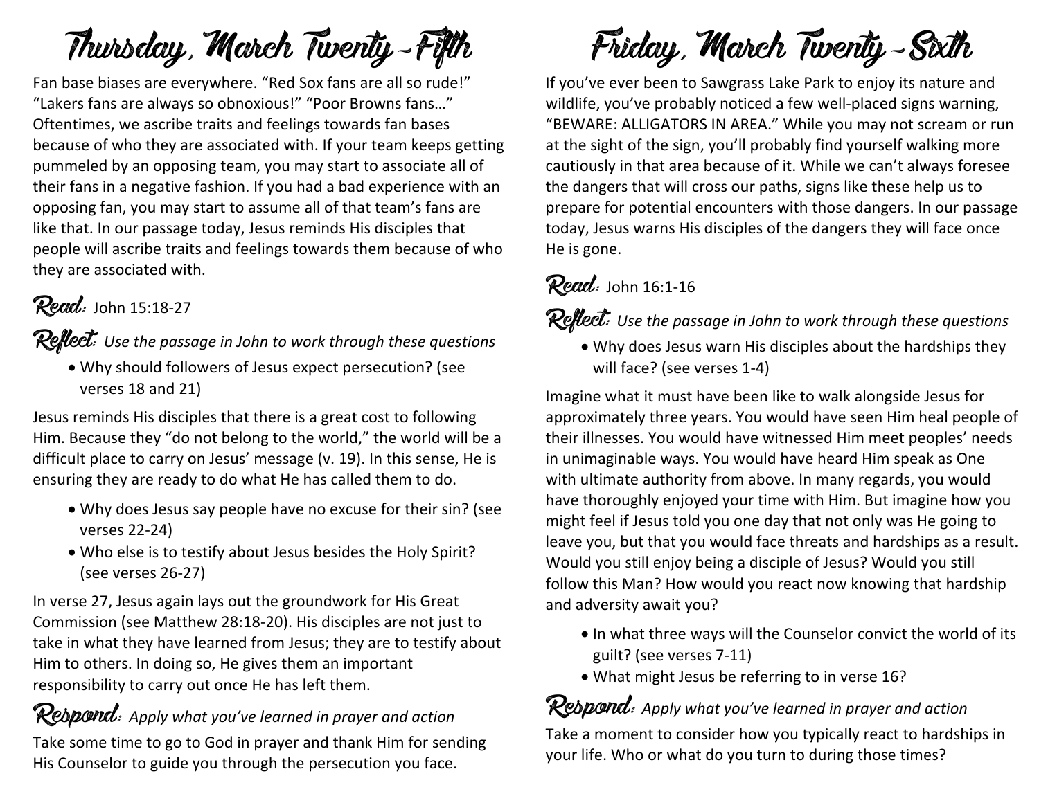# Thursday, March Twenty-Fifth

Fan base biases are everywhere. "Red Sox fans are all so rude!" "Lakers fans are always so obnoxious!" "Poor Browns fans…" Oftentimes, we ascribe traits and feelings towards fan bases because of who they are associated with. If your team keeps getting pummeled by an opposing team, you may start to associate all of their fans in a negative fashion. If you had a bad experience with an opposing fan, you may start to assume all of that team's fans are like that. In our passage today, Jesus reminds His disciples that people will ascribe traits and feelings towards them because of who they are associated with.

**Read:** John 15:18-27

**Reflect:** *Use the passage in John to work through these questions*

- Why should followers of Jesus expect persecution? (see verses 18 and 21)

Jesus reminds His disciples that there is a great cost to following Him. Because they "do not belong to the world," the world will be a difficult place to carry on Jesus' message (v. 19). In this sense, He is ensuring they are ready to do what He has called them to do.

- Why does Jesus say people have no excuse for their sin? (see verses 22-24)
- Who else is to testify about Jesus besides the Holy Spirit? (see verses 26-27)

In verse 27, Jesus again lays out the groundwork for His Great Commission (see Matthew 28:18-20). His disciples are not just to take in what they have learned from Jesus; they are to testify about Him to others. In doing so, He gives them an important responsibility to carry out once He has left them.

**Respond:** *Apply what you've learned in prayer and action*

Take some time to go to God in prayer and thank Him for sending His Counselor to guide you through the persecution you face.

# Friday, March Twenty-Sixth

If you've ever been to Sawgrass Lake Park to enjoy its nature and wildlife, you've probably noticed a few well-placed signs warning, "BEWARE: ALLIGATORS IN AREA." While you may not scream or run at the sight of the sign, you'll probably find yourself walking more cautiously in that area because of it. While we can't always foresee the dangers that will cross our paths, signs like these help us to prepare for potential encounters with those dangers. In our passage today, Jesus warns His disciples of the dangers they will face once He is gone.

**Read:** John 16:1-16

**Reflect:** *Use the passage in John to work through these questions*

- Why does Jesus warn His disciples about the hardships they will face? (see verses 1-4)

Imagine what it must have been like to walk alongside Jesus for approximately three years. You would have seen Him heal people of their illnesses. You would have witnessed Him meet peoples' needs in unimaginable ways. You would have heard Him speak as One with ultimate authority from above. In many regards, you would have thoroughly enjoyed your time with Him. But imagine how you might feel if Jesus told you one day that not only was He going to leave you, but that you would face threats and hardships as a result. Would you still enjoy being a disciple of Jesus? Would you still follow this Man? How would you react now knowing that hardship and adversity await you?

- In what three ways will the Counselor convict the world of its guilt? (see verses 7-11)
- What might Jesus be referring to in verse 16?

**Respond:** *Apply what you've learned in prayer and action*

Take a moment to consider how you typically react to hardships in your life. Who or what do you turn to during those times?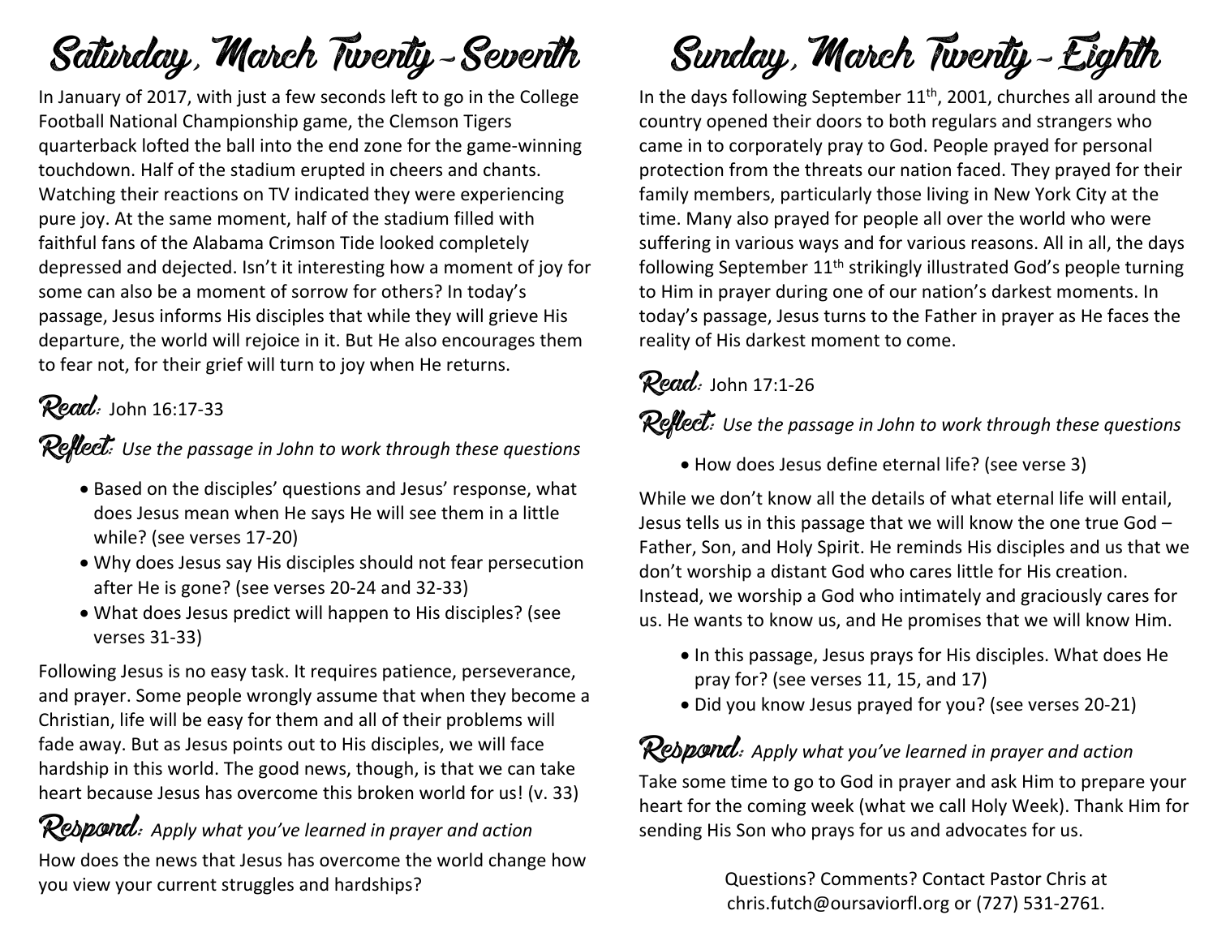# Saturday, March Twenty-Seventh

In January of 2017, with just a few seconds left to go in the College Football National Championship game, the Clemson Tigers quarterback lofted the ball into the end zone for the game-winning touchdown. Half of the stadium erupted in cheers and chants. Watching their reactions on TV indicated they were experiencing pure joy. At the same moment, half of the stadium filled with faithful fans of the Alabama Crimson Tide looked completely depressed and dejected. Isn't it interesting how a moment of joy for some can also be a moment of sorrow for others? In today's passage, Jesus informs His disciples that while they will grieve His departure, the world will rejoice in it. But He also encourages them to fear not, for their grief will turn to joy when He returns.

**Read:** John 16:17-33

**Reflect:** *Use the passage in John to work through these questions*

- Based on the disciples' questions and Jesus' response, what does Jesus mean when He says He will see them in a little while? (see verses 17-20)
- Why does Jesus say His disciples should not fear persecution after He is gone? (see verses 20-24 and 32-33)
- What does Jesus predict will happen to His disciples? (see verses 31-33)

Following Jesus is no easy task. It requires patience, perseverance, and prayer. Some people wrongly assume that when they become a Christian, life will be easy for them and all of their problems will fade away. But as Jesus points out to His disciples, we will face hardship in this world. The good news, though, is that we can take heart because Jesus has overcome this broken world for us! (v. 33)

**Respond:** *Apply what you've learned in prayer and action*

How does the news that Jesus has overcome the world change how you view your current struggles and hardships?

# Sunday, March Twenty-Eighth

In the days following September 11th, 2001, churches all around the country opened their doors to both regulars and strangers who came in to corporately pray to God. People prayed for personal protection from the threats our nation faced. They prayed for their family members, particularly those living in New York City at the time. Many also prayed for people all over the world who were suffering in various ways and for various reasons. All in all, the days following September 11th strikingly illustrated God's people turning to Him in prayer during one of our nation's darkest moments. In today's passage, Jesus turns to the Father in prayer as He faces the reality of His darkest moment to come.

**Read:** John 17:1-26

**Reflect:** *Use the passage in John to work through these questions*

- How does Jesus define eternal life? (see verse 3)

While we don't know all the details of what eternal life will entail, Jesus tells us in this passage that we will know the one true God – Father, Son, and Holy Spirit. He reminds His disciples and us that we don't worship a distant God who cares little for His creation. Instead, we worship a God who intimately and graciously cares for us. He wants to know us, and He promises that we will know Him.

- In this passage, Jesus prays for His disciples. What does He pray for? (see verses 11, 15, and 17)
- Did you know Jesus prayed for you? (see verses 20-21)

**Respond:** *Apply what you've learned in prayer and action*

Take some time to go to God in prayer and ask Him to prepare your heart for the coming week (what we call Holy Week). Thank Him for sending His Son who prays for us and advocates for us.

Questions? Comments? Contact Pastor Chris at chris.futch@oursaviorfl.org or (727) 531-2761.